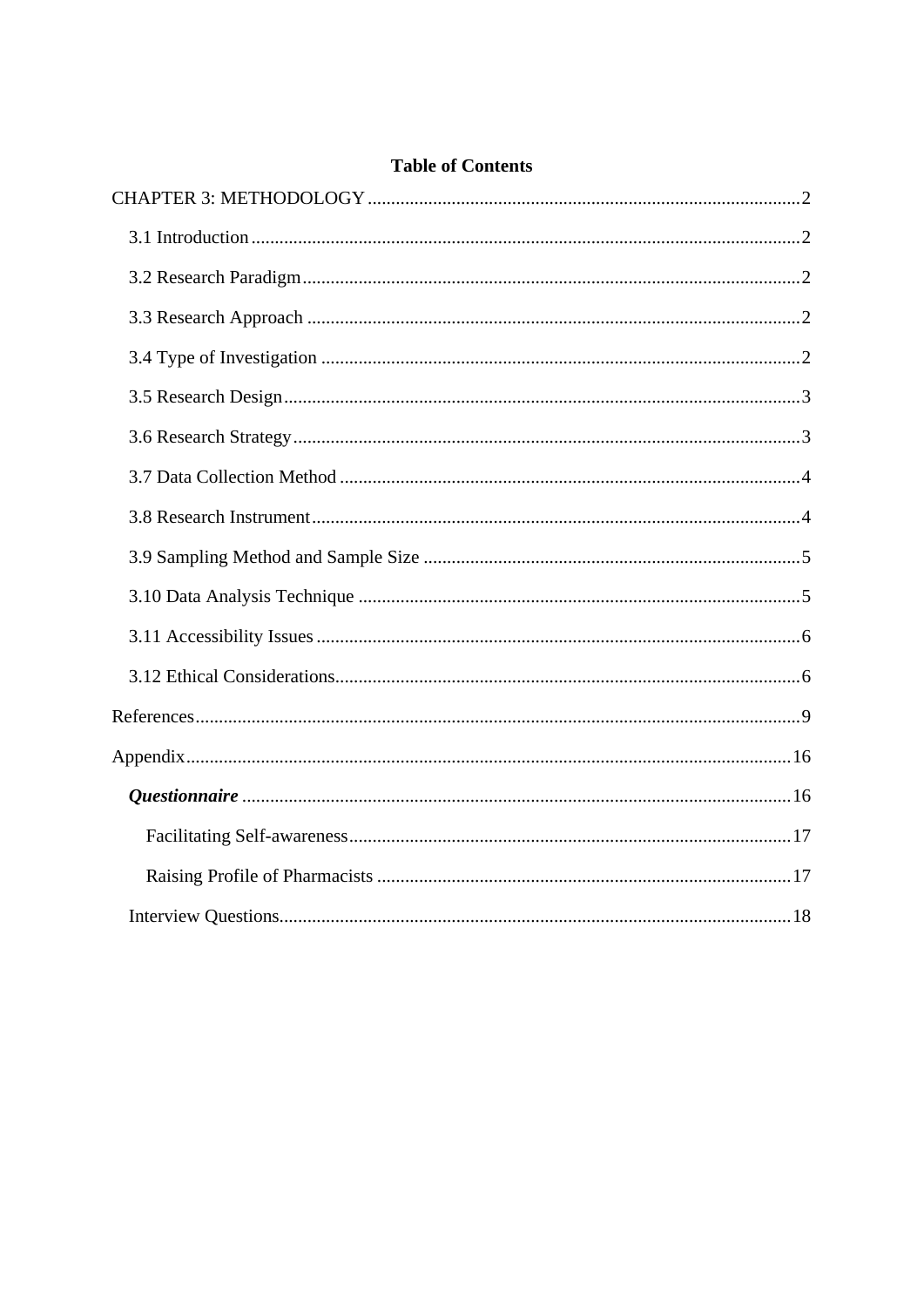**Table of Contents**

CHAPTER 3: METHODOLOGY ........................................................................................ 2

- 3.1 Introduction ........................................................................................ 2
- 3.2 Research Paradigm ........................................................................................ 2
- 3.3 Research Approach ........................................................................................ 2
- 3.4 Type of Investigation ........................................................................................ 2
- 3.5 Research Design ........................................................................................ 3
- 3.6 Research Strategy ........................................................................................ 3
- 3.7 Data Collection Method ........................................................................................ 4
- 3.8 Research Instrument ........................................................................................ 4
- 3.9 Sampling Method and Sample Size ........................................................................................ 5
- 3.10 Data Analysis Technique ........................................................................................ 5
- 3.11 Accessibility Issues ........................................................................................ 6
- 3.12 Ethical Considerations ........................................................................................ 6

References ........................................................................................ 9

Appendix ........................................................................................ 16

- ***Questionnaire*** ........................................................................................ 16
  - Facilitating Self-awareness ........................................................................................ 17
  - Raising Profile of Pharmacists ........................................................................................ 17
- Interview Questions ........................................................................................ 18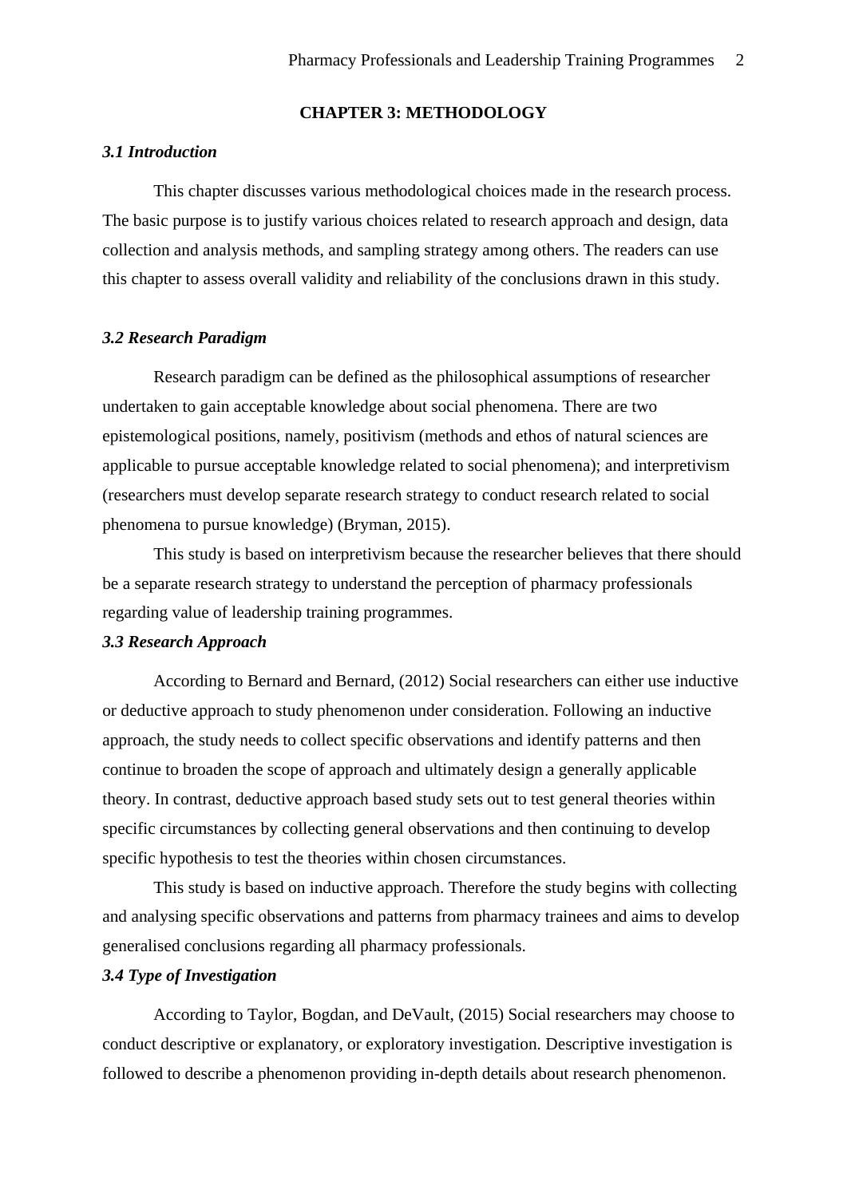# CHAPTER 3: METHODOLOGY

### *3.1 Introduction*

This chapter discusses various methodological choices made in the research process. The basic purpose is to justify various choices related to research approach and design, data collection and analysis methods, and sampling strategy among others. The readers can use this chapter to assess overall validity and reliability of the conclusions drawn in this study.

### *3.2 Research Paradigm*

Research paradigm can be defined as the philosophical assumptions of researcher undertaken to gain acceptable knowledge about social phenomena. There are two epistemological positions, namely, positivism (methods and ethos of natural sciences are applicable to pursue acceptable knowledge related to social phenomena); and interpretivism (researchers must develop separate research strategy to conduct research related to social phenomena to pursue knowledge) (Bryman, 2015).

This study is based on interpretivism because the researcher believes that there should be a separate research strategy to understand the perception of pharmacy professionals regarding value of leadership training programmes.

### *3.3 Research Approach*

According to Bernard and Bernard, (2012) Social researchers can either use inductive or deductive approach to study phenomenon under consideration. Following an inductive approach, the study needs to collect specific observations and identify patterns and then continue to broaden the scope of approach and ultimately design a generally applicable theory. In contrast, deductive approach based study sets out to test general theories within specific circumstances by collecting general observations and then continuing to develop specific hypothesis to test the theories within chosen circumstances.

This study is based on inductive approach. Therefore the study begins with collecting and analysing specific observations and patterns from pharmacy trainees and aims to develop generalised conclusions regarding all pharmacy professionals.

### *3.4 Type of Investigation*

According to Taylor, Bogdan, and DeVault, (2015) Social researchers may choose to conduct descriptive or explanatory, or exploratory investigation. Descriptive investigation is followed to describe a phenomenon providing in-depth details about research phenomenon.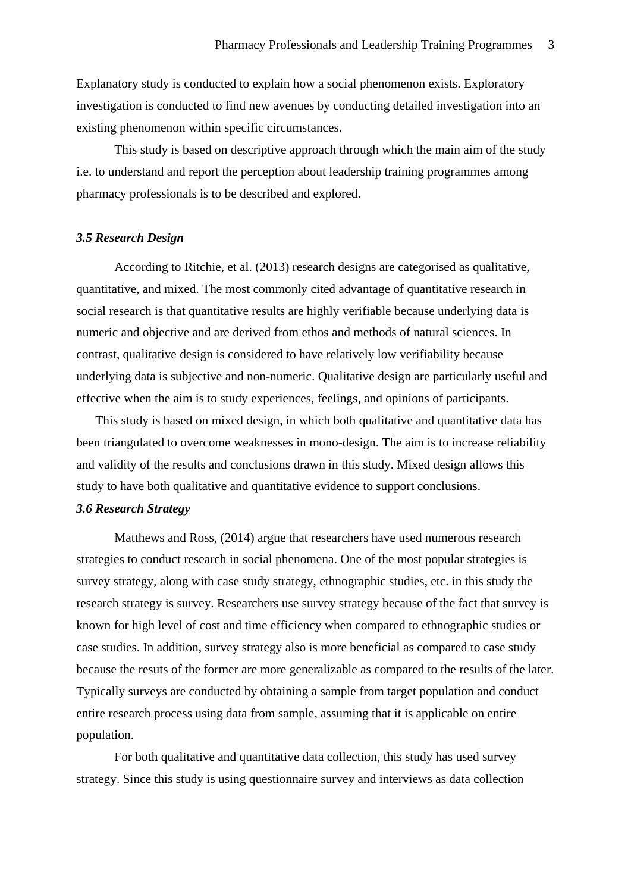Explanatory study is conducted to explain how a social phenomenon exists. Exploratory investigation is conducted to find new avenues by conducting detailed investigation into an existing phenomenon within specific circumstances.

This study is based on descriptive approach through which the main aim of the study i.e. to understand and report the perception about leadership training programmes among pharmacy professionals is to be described and explored.

### *3.5 Research Design*

According to Ritchie, et al. (2013) research designs are categorised as qualitative, quantitative, and mixed. The most commonly cited advantage of quantitative research in social research is that quantitative results are highly verifiable because underlying data is numeric and objective and are derived from ethos and methods of natural sciences. In contrast, qualitative design is considered to have relatively low verifiability because underlying data is subjective and non-numeric. Qualitative design are particularly useful and effective when the aim is to study experiences, feelings, and opinions of participants.

This study is based on mixed design, in which both qualitative and quantitative data has been triangulated to overcome weaknesses in mono-design. The aim is to increase reliability and validity of the results and conclusions drawn in this study. Mixed design allows this study to have both qualitative and quantitative evidence to support conclusions.

### *3.6 Research Strategy*

Matthews and Ross, (2014) argue that researchers have used numerous research strategies to conduct research in social phenomena. One of the most popular strategies is survey strategy, along with case study strategy, ethnographic studies, etc. in this study the research strategy is survey. Researchers use survey strategy because of the fact that survey is known for high level of cost and time efficiency when compared to ethnographic studies or case studies. In addition, survey strategy also is more beneficial as compared to case study because the resuts of the former are more generalizable as compared to the results of the later. Typically surveys are conducted by obtaining a sample from target population and conduct entire research process using data from sample, assuming that it is applicable on entire population.

For both qualitative and quantitative data collection, this study has used survey strategy. Since this study is using questionnaire survey and interviews as data collection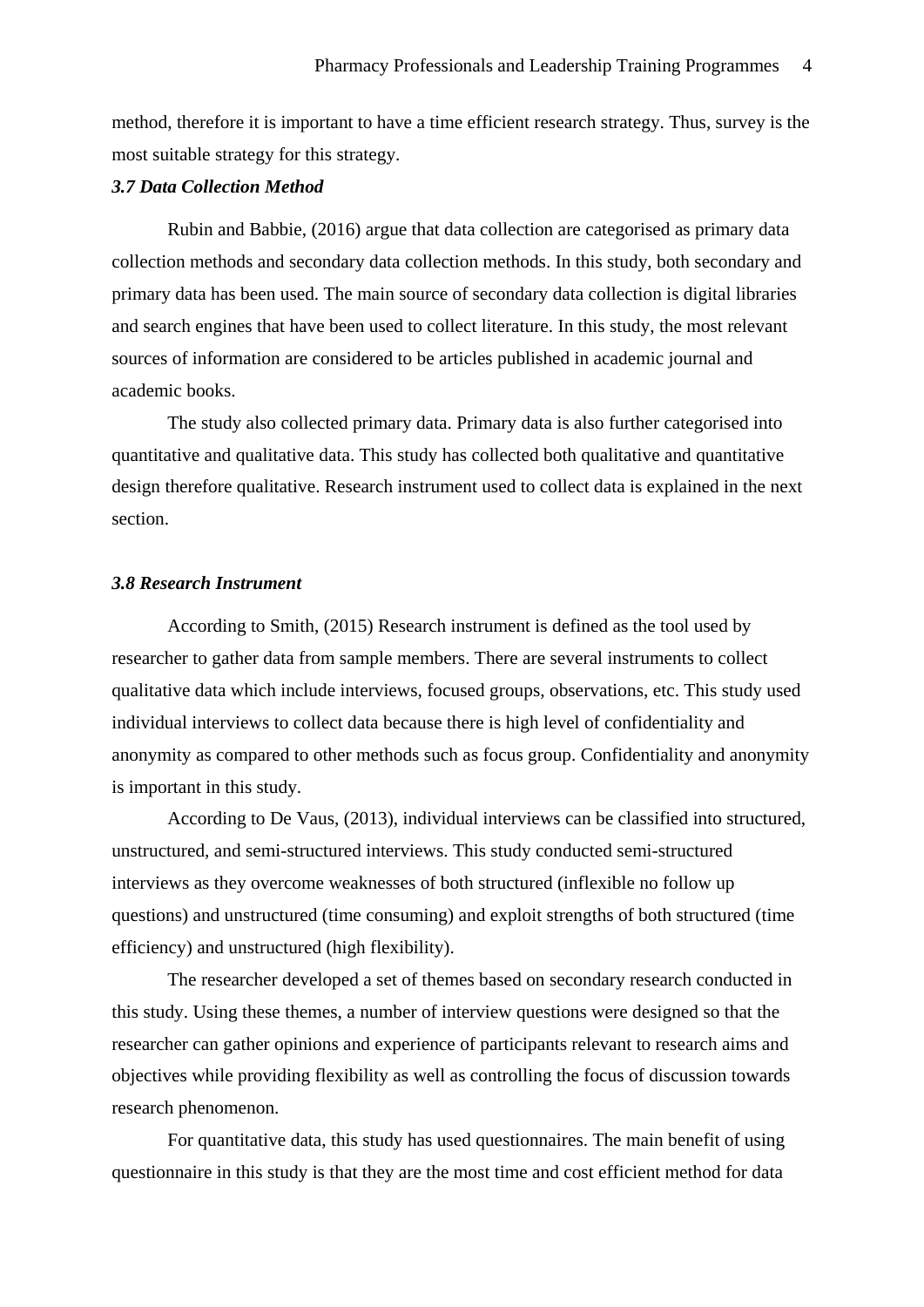method, therefore it is important to have a time efficient research strategy. Thus, survey is the most suitable strategy for this strategy.

### *3.7 Data Collection Method*

Rubin and Babbie, (2016) argue that data collection are categorised as primary data collection methods and secondary data collection methods. In this study, both secondary and primary data has been used. The main source of secondary data collection is digital libraries and search engines that have been used to collect literature. In this study, the most relevant sources of information are considered to be articles published in academic journal and academic books.

The study also collected primary data. Primary data is also further categorised into quantitative and qualitative data. This study has collected both qualitative and quantitative design therefore qualitative. Research instrument used to collect data is explained in the next section.

### *3.8 Research Instrument*

According to Smith, (2015) Research instrument is defined as the tool used by researcher to gather data from sample members. There are several instruments to collect qualitative data which include interviews, focused groups, observations, etc. This study used individual interviews to collect data because there is high level of confidentiality and anonymity as compared to other methods such as focus group. Confidentiality and anonymity is important in this study.

According to De Vaus, (2013), individual interviews can be classified into structured, unstructured, and semi-structured interviews. This study conducted semi-structured interviews as they overcome weaknesses of both structured (inflexible no follow up questions) and unstructured (time consuming) and exploit strengths of both structured (time efficiency) and unstructured (high flexibility).

The researcher developed a set of themes based on secondary research conducted in this study. Using these themes, a number of interview questions were designed so that the researcher can gather opinions and experience of participants relevant to research aims and objectives while providing flexibility as well as controlling the focus of discussion towards research phenomenon.

For quantitative data, this study has used questionnaires. The main benefit of using questionnaire in this study is that they are the most time and cost efficient method for data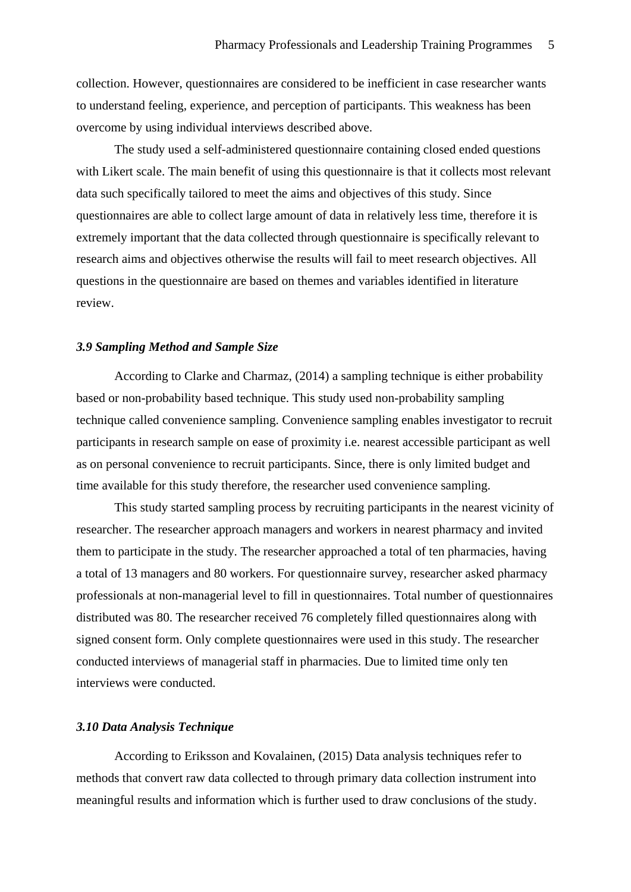collection. However, questionnaires are considered to be inefficient in case researcher wants to understand feeling, experience, and perception of participants. This weakness has been overcome by using individual interviews described above.

The study used a self-administered questionnaire containing closed ended questions with Likert scale. The main benefit of using this questionnaire is that it collects most relevant data such specifically tailored to meet the aims and objectives of this study. Since questionnaires are able to collect large amount of data in relatively less time, therefore it is extremely important that the data collected through questionnaire is specifically relevant to research aims and objectives otherwise the results will fail to meet research objectives. All questions in the questionnaire are based on themes and variables identified in literature review.

### *3.9 Sampling Method and Sample Size*

According to Clarke and Charmaz, (2014) a sampling technique is either probability based or non-probability based technique. This study used non-probability sampling technique called convenience sampling. Convenience sampling enables investigator to recruit participants in research sample on ease of proximity i.e. nearest accessible participant as well as on personal convenience to recruit participants. Since, there is only limited budget and time available for this study therefore, the researcher used convenience sampling.

This study started sampling process by recruiting participants in the nearest vicinity of researcher. The researcher approach managers and workers in nearest pharmacy and invited them to participate in the study. The researcher approached a total of ten pharmacies, having a total of 13 managers and 80 workers. For questionnaire survey, researcher asked pharmacy professionals at non-managerial level to fill in questionnaires. Total number of questionnaires distributed was 80. The researcher received 76 completely filled questionnaires along with signed consent form. Only complete questionnaires were used in this study. The researcher conducted interviews of managerial staff in pharmacies. Due to limited time only ten interviews were conducted.

### *3.10 Data Analysis Technique*

According to Eriksson and Kovalainen, (2015) Data analysis techniques refer to methods that convert raw data collected to through primary data collection instrument into meaningful results and information which is further used to draw conclusions of the study.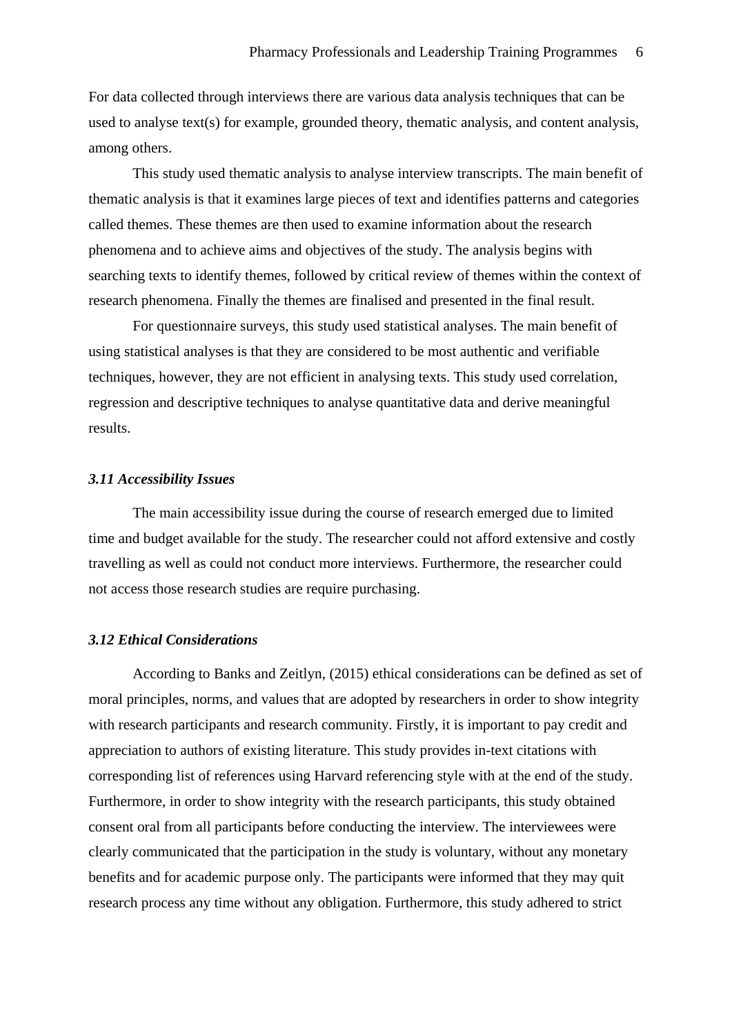For data collected through interviews there are various data analysis techniques that can be used to analyse text(s) for example, grounded theory, thematic analysis, and content analysis, among others.

This study used thematic analysis to analyse interview transcripts. The main benefit of thematic analysis is that it examines large pieces of text and identifies patterns and categories called themes. These themes are then used to examine information about the research phenomena and to achieve aims and objectives of the study. The analysis begins with searching texts to identify themes, followed by critical review of themes within the context of research phenomena. Finally the themes are finalised and presented in the final result.

For questionnaire surveys, this study used statistical analyses. The main benefit of using statistical analyses is that they are considered to be most authentic and verifiable techniques, however, they are not efficient in analysing texts. This study used correlation, regression and descriptive techniques to analyse quantitative data and derive meaningful results.

### *3.11 Accessibility Issues*

The main accessibility issue during the course of research emerged due to limited time and budget available for the study. The researcher could not afford extensive and costly travelling as well as could not conduct more interviews. Furthermore, the researcher could not access those research studies are require purchasing.

### *3.12 Ethical Considerations*

According to Banks and Zeitlyn, (2015) ethical considerations can be defined as set of moral principles, norms, and values that are adopted by researchers in order to show integrity with research participants and research community. Firstly, it is important to pay credit and appreciation to authors of existing literature. This study provides in-text citations with corresponding list of references using Harvard referencing style with at the end of the study. Furthermore, in order to show integrity with the research participants, this study obtained consent oral from all participants before conducting the interview. The interviewees were clearly communicated that the participation in the study is voluntary, without any monetary benefits and for academic purpose only. The participants were informed that they may quit research process any time without any obligation. Furthermore, this study adhered to strict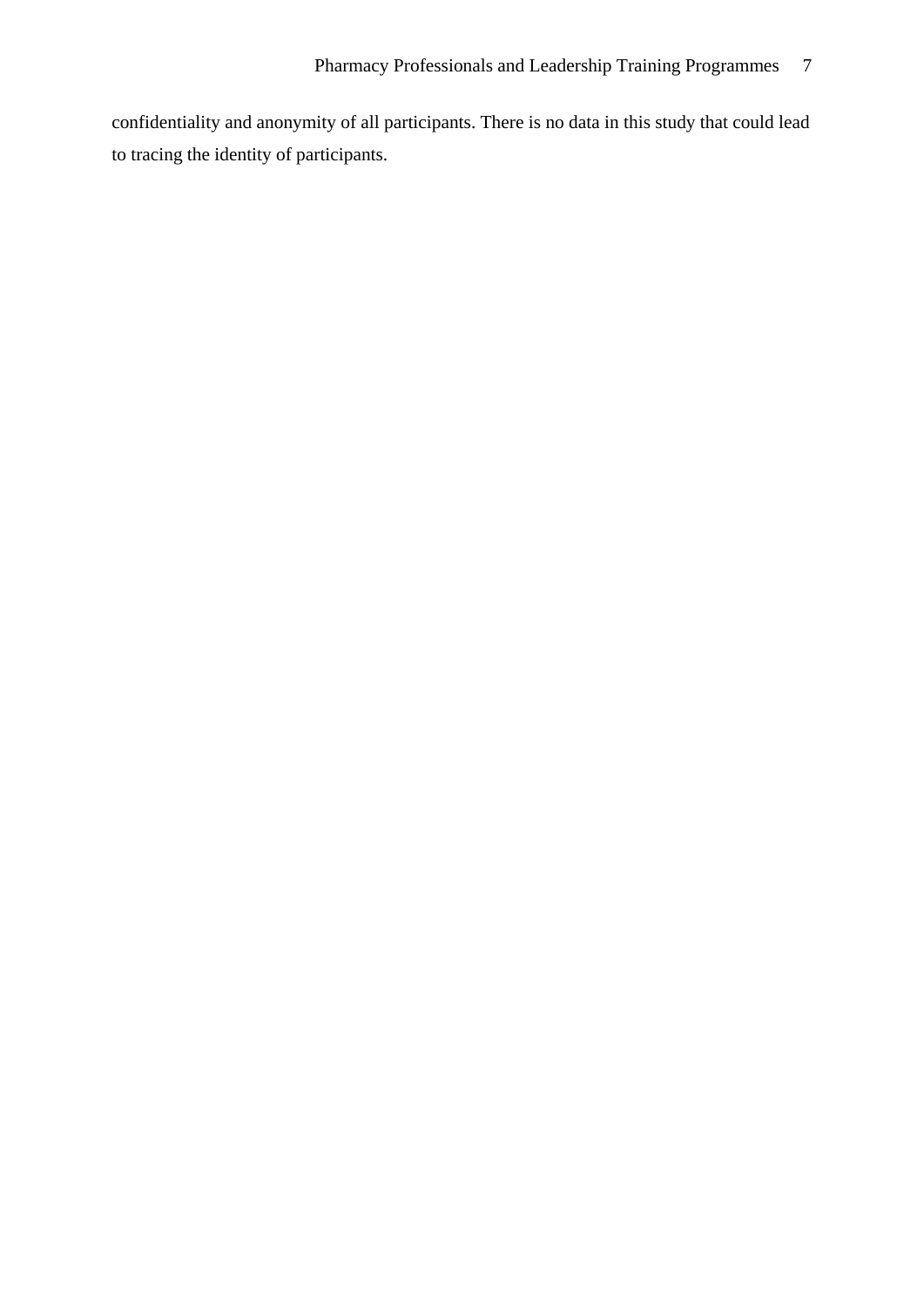confidentiality and anonymity of all participants. There is no data in this study that could lead to tracing the identity of participants.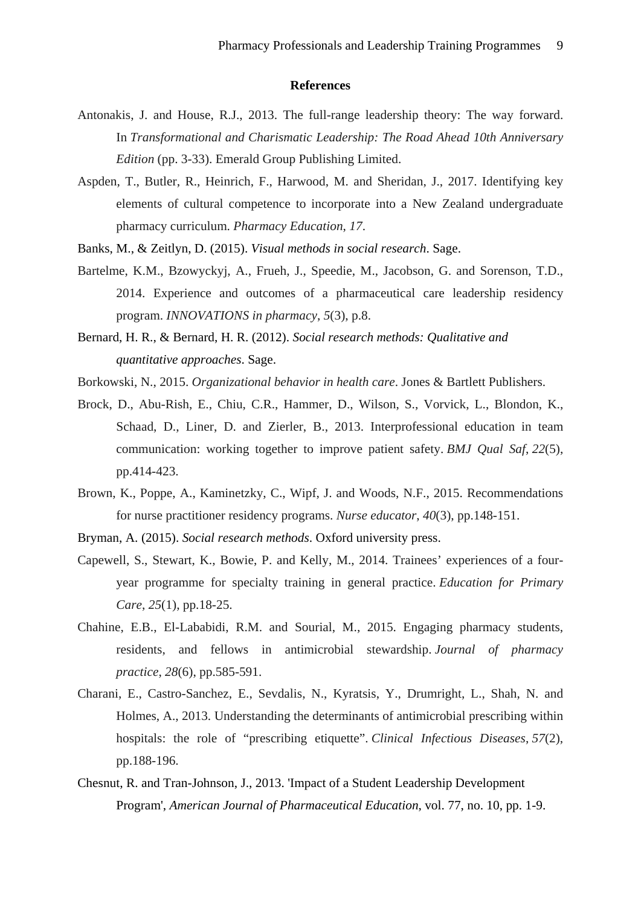**References**

Antonakis, J. and House, R.J., 2013. The full-range leadership theory: The way forward. In *Transformational and Charismatic Leadership: The Road Ahead 10th Anniversary Edition* (pp. 3-33). Emerald Group Publishing Limited.

Aspden, T., Butler, R., Heinrich, F., Harwood, M. and Sheridan, J., 2017. Identifying key elements of cultural competence to incorporate into a New Zealand undergraduate pharmacy curriculum. *Pharmacy Education*, *17*.

Banks, M., & Zeitlyn, D. (2015). *Visual methods in social research*. Sage.

Bartelme, K.M., Bzowyckyj, A., Frueh, J., Speedie, M., Jacobson, G. and Sorenson, T.D., 2014. Experience and outcomes of a pharmaceutical care leadership residency program. *INNOVATIONS in pharmacy*, *5*(3), p.8.

Bernard, H. R., & Bernard, H. R. (2012). *Social research methods: Qualitative and quantitative approaches*. Sage.

Borkowski, N., 2015. *Organizational behavior in health care*. Jones & Bartlett Publishers.

Brock, D., Abu-Rish, E., Chiu, C.R., Hammer, D., Wilson, S., Vorvick, L., Blondon, K., Schaad, D., Liner, D. and Zierler, B., 2013. Interprofessional education in team communication: working together to improve patient safety. *BMJ Qual Saf*, *22*(5), pp.414-423.

Brown, K., Poppe, A., Kaminetzky, C., Wipf, J. and Woods, N.F., 2015. Recommendations for nurse practitioner residency programs. *Nurse educator*, *40*(3), pp.148-151.

Bryman, A. (2015). *Social research methods*. Oxford university press.

Capewell, S., Stewart, K., Bowie, P. and Kelly, M., 2014. Trainees' experiences of a four-year programme for specialty training in general practice. *Education for Primary Care*, *25*(1), pp.18-25.

Chahine, E.B., El-Lababidi, R.M. and Sourial, M., 2015. Engaging pharmacy students, residents, and fellows in antimicrobial stewardship. *Journal of pharmacy practice*, *28*(6), pp.585-591.

Charani, E., Castro-Sanchez, E., Sevdalis, N., Kyratsis, Y., Drumright, L., Shah, N. and Holmes, A., 2013. Understanding the determinants of antimicrobial prescribing within hospitals: the role of "prescribing etiquette". *Clinical Infectious Diseases*, *57*(2), pp.188-196.

Chesnut, R. and Tran-Johnson, J., 2013. 'Impact of a Student Leadership Development Program', *American Journal of Pharmaceutical Education*, vol. 77, no. 10, pp. 1-9.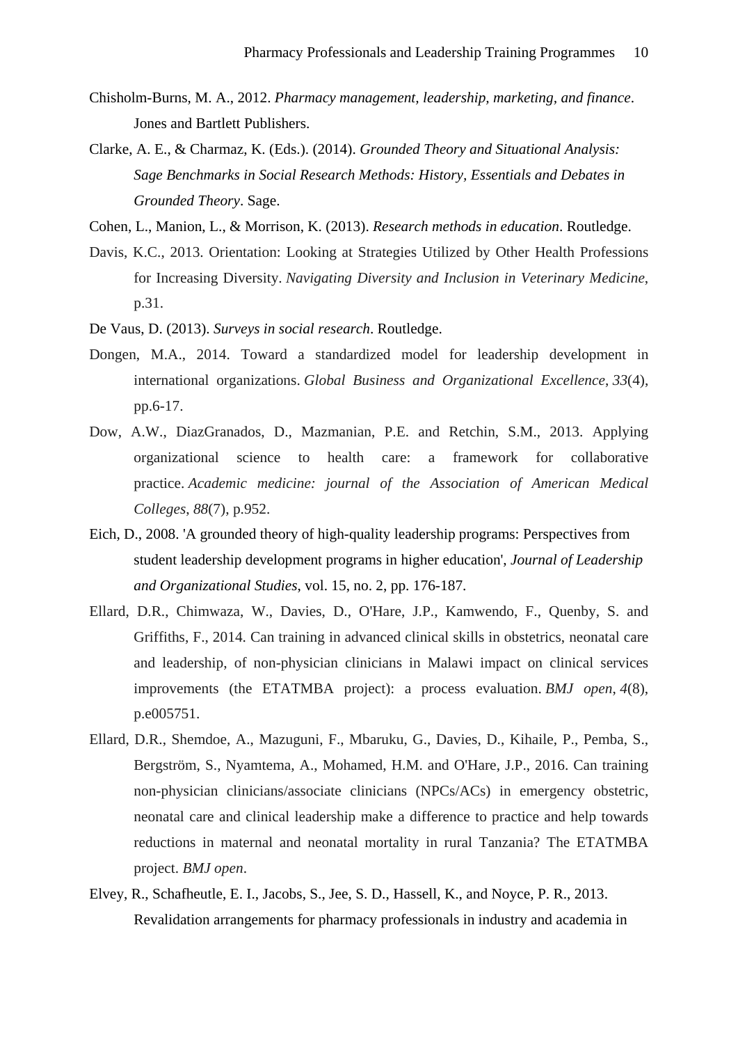Chisholm-Burns, M. A., 2012. *Pharmacy management, leadership, marketing, and finance*. Jones and Bartlett Publishers.

Clarke, A. E., & Charmaz, K. (Eds.). (2014). *Grounded Theory and Situational Analysis: Sage Benchmarks in Social Research Methods: History, Essentials and Debates in Grounded Theory*. Sage.

Cohen, L., Manion, L., & Morrison, K. (2013). *Research methods in education*. Routledge.

Davis, K.C., 2013. Orientation: Looking at Strategies Utilized by Other Health Professions for Increasing Diversity. *Navigating Diversity and Inclusion in Veterinary Medicine*, p.31.

De Vaus, D. (2013). *Surveys in social research*. Routledge.

Dongen, M.A., 2014. Toward a standardized model for leadership development in international organizations. *Global Business and Organizational Excellence*, *33*(4), pp.6-17.

Dow, A.W., DiazGranados, D., Mazmanian, P.E. and Retchin, S.M., 2013. Applying organizational science to health care: a framework for collaborative practice. *Academic medicine: journal of the Association of American Medical Colleges*, *88*(7), p.952.

Eich, D., 2008. 'A grounded theory of high-quality leadership programs: Perspectives from student leadership development programs in higher education', *Journal of Leadership and Organizational Studies*, vol. 15, no. 2, pp. 176-187.

Ellard, D.R., Chimwaza, W., Davies, D., O'Hare, J.P., Kamwendo, F., Quenby, S. and Griffiths, F., 2014. Can training in advanced clinical skills in obstetrics, neonatal care and leadership, of non-physician clinicians in Malawi impact on clinical services improvements (the ETATMBA project): a process evaluation. *BMJ open*, *4*(8), p.e005751.

Ellard, D.R., Shemdoe, A., Mazuguni, F., Mbaruku, G., Davies, D., Kihaile, P., Pemba, S., Bergström, S., Nyamtema, A., Mohamed, H.M. and O'Hare, J.P., 2016. Can training non-physician clinicians/associate clinicians (NPCs/ACs) in emergency obstetric, neonatal care and clinical leadership make a difference to practice and help towards reductions in maternal and neonatal mortality in rural Tanzania? The ETATMBA project. *BMJ open*.

Elvey, R., Schafheutle, E. I., Jacobs, S., Jee, S. D., Hassell, K., and Noyce, P. R., 2013. Revalidation arrangements for pharmacy professionals in industry and academia in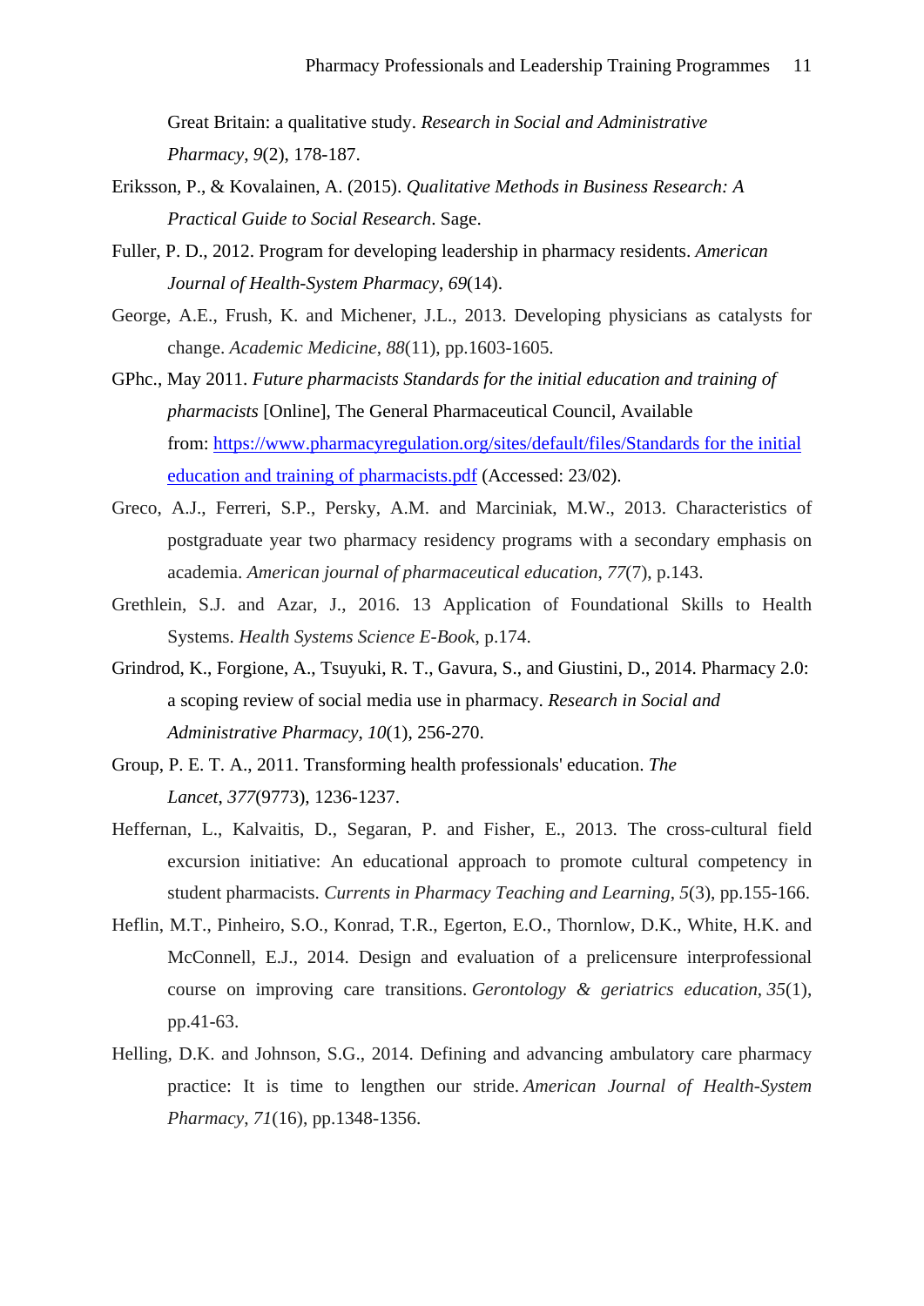Great Britain: a qualitative study. *Research in Social and Administrative Pharmacy*, *9*(2), 178-187.

Eriksson, P., & Kovalainen, A. (2015). *Qualitative Methods in Business Research: A Practical Guide to Social Research*. Sage.

Fuller, P. D., 2012. Program for developing leadership in pharmacy residents. *American Journal of Health-System Pharmacy*, *69*(14).

George, A.E., Frush, K. and Michener, J.L., 2013. Developing physicians as catalysts for change. *Academic Medicine*, *88*(11), pp.1603-1605.

GPhc., May 2011. *Future pharmacists Standards for the initial education and training of pharmacists* [Online], The General Pharmaceutical Council, Available from: [https://www.pharmacyregulation.org/sites/default/files/Standards for the initial education and training of pharmacists.pdf](https://www.pharmacyregulation.org/sites/default/files/Standards for the initial education and training of pharmacists.pdf) (Accessed: 23/02).

Greco, A.J., Ferreri, S.P., Persky, A.M. and Marciniak, M.W., 2013. Characteristics of postgraduate year two pharmacy residency programs with a secondary emphasis on academia. *American journal of pharmaceutical education*, *77*(7), p.143.

Grethlein, S.J. and Azar, J., 2016. 13 Application of Foundational Skills to Health Systems. *Health Systems Science E-Book*, p.174.

Grindrod, K., Forgione, A., Tsuyuki, R. T., Gavura, S., and Giustini, D., 2014. Pharmacy 2.0: a scoping review of social media use in pharmacy. *Research in Social and Administrative Pharmacy*, *10*(1), 256-270.

Group, P. E. T. A., 2011. Transforming health professionals' education. *The Lancet*, *377*(9773), 1236-1237.

Heffernan, L., Kalvaitis, D., Segaran, P. and Fisher, E., 2013. The cross-cultural field excursion initiative: An educational approach to promote cultural competency in student pharmacists. *Currents in Pharmacy Teaching and Learning*, *5*(3), pp.155-166.

Heflin, M.T., Pinheiro, S.O., Konrad, T.R., Egerton, E.O., Thornlow, D.K., White, H.K. and McConnell, E.J., 2014. Design and evaluation of a prelicensure interprofessional course on improving care transitions. *Gerontology & geriatrics education*, *35*(1), pp.41-63.

Helling, D.K. and Johnson, S.G., 2014. Defining and advancing ambulatory care pharmacy practice: It is time to lengthen our stride. *American Journal of Health-System Pharmacy*, *71*(16), pp.1348-1356.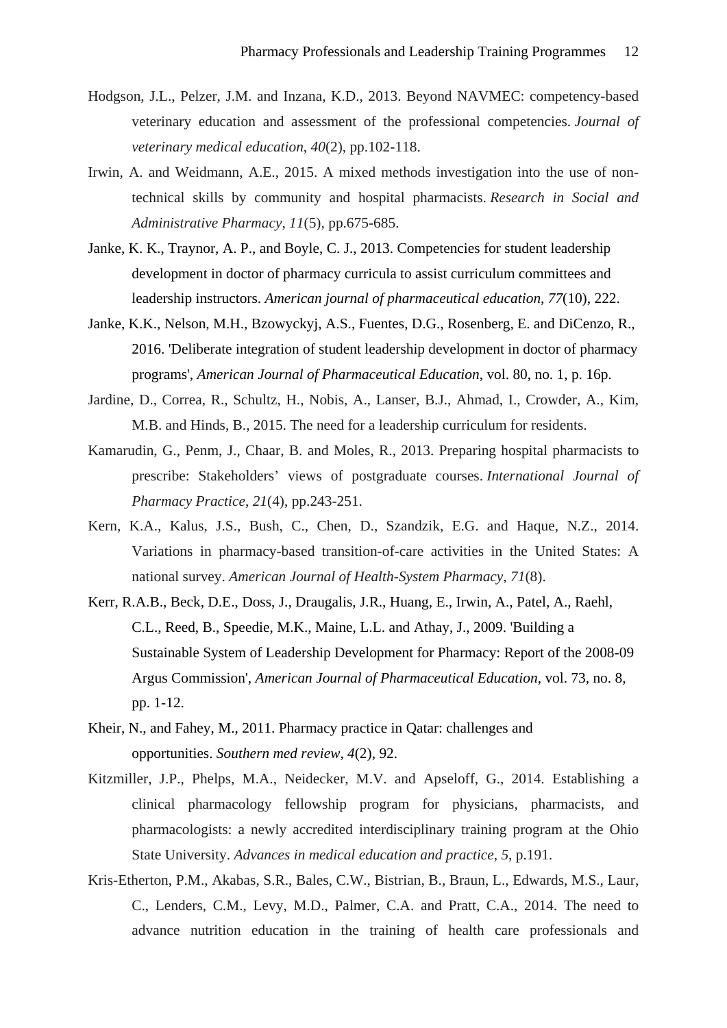Hodgson, J.L., Pelzer, J.M. and Inzana, K.D., 2013. Beyond NAVMEC: competency-based veterinary education and assessment of the professional competencies. *Journal of veterinary medical education*, *40*(2), pp.102-118.

Irwin, A. and Weidmann, A.E., 2015. A mixed methods investigation into the use of non-technical skills by community and hospital pharmacists. *Research in Social and Administrative Pharmacy*, *11*(5), pp.675-685.

Janke, K. K., Traynor, A. P., and Boyle, C. J., 2013. Competencies for student leadership development in doctor of pharmacy curricula to assist curriculum committees and leadership instructors. *American journal of pharmaceutical education*, *77*(10), 222.

Janke, K.K., Nelson, M.H., Bzowyckyj, A.S., Fuentes, D.G., Rosenberg, E. and DiCenzo, R., 2016. 'Deliberate integration of student leadership development in doctor of pharmacy programs', *American Journal of Pharmaceutical Education*, vol. 80, no. 1, p. 16p.

Jardine, D., Correa, R., Schultz, H., Nobis, A., Lanser, B.J., Ahmad, I., Crowder, A., Kim, M.B. and Hinds, B., 2015. The need for a leadership curriculum for residents.

Kamarudin, G., Penm, J., Chaar, B. and Moles, R., 2013. Preparing hospital pharmacists to prescribe: Stakeholders' views of postgraduate courses. *International Journal of Pharmacy Practice*, *21*(4), pp.243-251.

Kern, K.A., Kalus, J.S., Bush, C., Chen, D., Szandzik, E.G. and Haque, N.Z., 2014. Variations in pharmacy-based transition-of-care activities in the United States: A national survey. *American Journal of Health-System Pharmacy*, *71*(8).

Kerr, R.A.B., Beck, D.E., Doss, J., Draugalis, J.R., Huang, E., Irwin, A., Patel, A., Raehl, C.L., Reed, B., Speedie, M.K., Maine, L.L. and Athay, J., 2009. 'Building a Sustainable System of Leadership Development for Pharmacy: Report of the 2008-09 Argus Commission', *American Journal of Pharmaceutical Education*, vol. 73, no. 8, pp. 1-12.

Kheir, N., and Fahey, M., 2011. Pharmacy practice in Qatar: challenges and opportunities. *Southern med review*, *4*(2), 92.

Kitzmiller, J.P., Phelps, M.A., Neidecker, M.V. and Apseloff, G., 2014. Establishing a clinical pharmacology fellowship program for physicians, pharmacists, and pharmacologists: a newly accredited interdisciplinary training program at the Ohio State University. *Advances in medical education and practice*, *5*, p.191.

Kris-Etherton, P.M., Akabas, S.R., Bales, C.W., Bistrian, B., Braun, L., Edwards, M.S., Laur, C., Lenders, C.M., Levy, M.D., Palmer, C.A. and Pratt, C.A., 2014. The need to advance nutrition education in the training of health care professionals and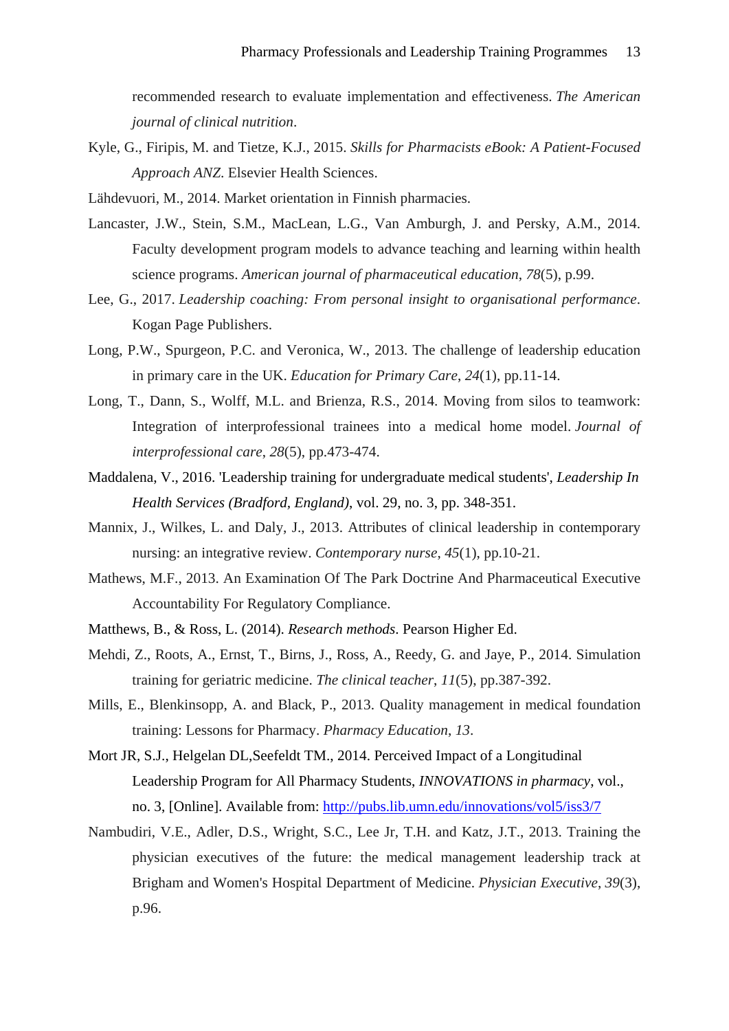recommended research to evaluate implementation and effectiveness. *The American journal of clinical nutrition*.

Kyle, G., Firipis, M. and Tietze, K.J., 2015. *Skills for Pharmacists eBook: A Patient-Focused Approach ANZ*. Elsevier Health Sciences.

Lähdevuori, M., 2014. Market orientation in Finnish pharmacies.

Lancaster, J.W., Stein, S.M., MacLean, L.G., Van Amburgh, J. and Persky, A.M., 2014. Faculty development program models to advance teaching and learning within health science programs. *American journal of pharmaceutical education*, *78*(5), p.99.

Lee, G., 2017. *Leadership coaching: From personal insight to organisational performance*. Kogan Page Publishers.

Long, P.W., Spurgeon, P.C. and Veronica, W., 2013. The challenge of leadership education in primary care in the UK. *Education for Primary Care*, *24*(1), pp.11-14.

Long, T., Dann, S., Wolff, M.L. and Brienza, R.S., 2014. Moving from silos to teamwork: Integration of interprofessional trainees into a medical home model. *Journal of interprofessional care*, *28*(5), pp.473-474.

Maddalena, V., 2016. 'Leadership training for undergraduate medical students', *Leadership In Health Services (Bradford, England)*, vol. 29, no. 3, pp. 348-351.

Mannix, J., Wilkes, L. and Daly, J., 2013. Attributes of clinical leadership in contemporary nursing: an integrative review. *Contemporary nurse*, *45*(1), pp.10-21.

Mathews, M.F., 2013. An Examination Of The Park Doctrine And Pharmaceutical Executive Accountability For Regulatory Compliance.

Matthews, B., & Ross, L. (2014). *Research methods*. Pearson Higher Ed.

Mehdi, Z., Roots, A., Ernst, T., Birns, J., Ross, A., Reedy, G. and Jaye, P., 2014. Simulation training for geriatric medicine. *The clinical teacher*, *11*(5), pp.387-392.

Mills, E., Blenkinsopp, A. and Black, P., 2013. Quality management in medical foundation training: Lessons for Pharmacy. *Pharmacy Education*, *13*.

Mort JR, S.J., Helgelan DL,Seefeldt TM., 2014. Perceived Impact of a Longitudinal Leadership Program for All Pharmacy Students, *INNOVATIONS in pharmacy*, vol., no. 3, [Online]. Available from: http://pubs.lib.umn.edu/innovations/vol5/iss3/7

Nambudiri, V.E., Adler, D.S., Wright, S.C., Lee Jr, T.H. and Katz, J.T., 2013. Training the physician executives of the future: the medical management leadership track at Brigham and Women's Hospital Department of Medicine. *Physician Executive*, *39*(3), p.96.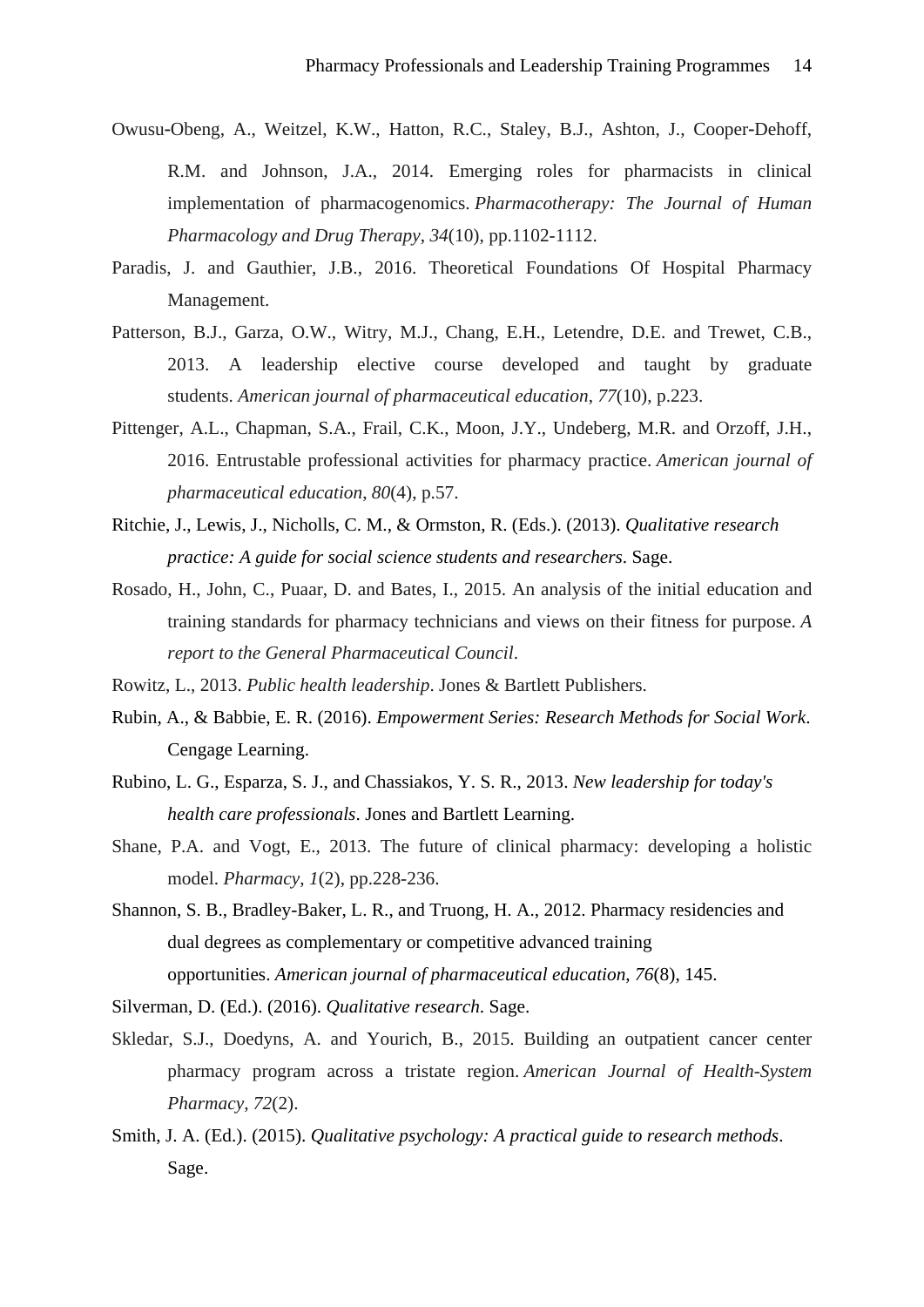Owusu-Obeng, A., Weitzel, K.W., Hatton, R.C., Staley, B.J., Ashton, J., Cooper-Dehoff, R.M. and Johnson, J.A., 2014. Emerging roles for pharmacists in clinical implementation of pharmacogenomics. *Pharmacotherapy: The Journal of Human Pharmacology and Drug Therapy*, *34*(10), pp.1102-1112.

Paradis, J. and Gauthier, J.B., 2016. Theoretical Foundations Of Hospital Pharmacy Management.

Patterson, B.J., Garza, O.W., Witry, M.J., Chang, E.H., Letendre, D.E. and Trewet, C.B., 2013. A leadership elective course developed and taught by graduate students. *American journal of pharmaceutical education*, *77*(10), p.223.

Pittenger, A.L., Chapman, S.A., Frail, C.K., Moon, J.Y., Undeberg, M.R. and Orzoff, J.H., 2016. Entrustable professional activities for pharmacy practice. *American journal of pharmaceutical education*, *80*(4), p.57.

Ritchie, J., Lewis, J., Nicholls, C. M., & Ormston, R. (Eds.). (2013). *Qualitative research practice: A guide for social science students and researchers*. Sage.

Rosado, H., John, C., Puaar, D. and Bates, I., 2015. An analysis of the initial education and training standards for pharmacy technicians and views on their fitness for purpose. *A report to the General Pharmaceutical Council*.

Rowitz, L., 2013. *Public health leadership*. Jones & Bartlett Publishers.

Rubin, A., & Babbie, E. R. (2016). *Empowerment Series: Research Methods for Social Work*. Cengage Learning.

Rubino, L. G., Esparza, S. J., and Chassiakos, Y. S. R., 2013. *New leadership for today's health care professionals*. Jones and Bartlett Learning.

Shane, P.A. and Vogt, E., 2013. The future of clinical pharmacy: developing a holistic model. *Pharmacy*, *1*(2), pp.228-236.

Shannon, S. B., Bradley-Baker, L. R., and Truong, H. A., 2012. Pharmacy residencies and dual degrees as complementary or competitive advanced training opportunities. *American journal of pharmaceutical education*, *76*(8), 145.

Silverman, D. (Ed.). (2016). *Qualitative research.* Sage.

Skledar, S.J., Doedyns, A. and Yourich, B., 2015. Building an outpatient cancer center pharmacy program across a tristate region. *American Journal of Health-System Pharmacy*, *72*(2).

Smith, J. A. (Ed.). (2015). *Qualitative psychology: A practical guide to research methods*. Sage.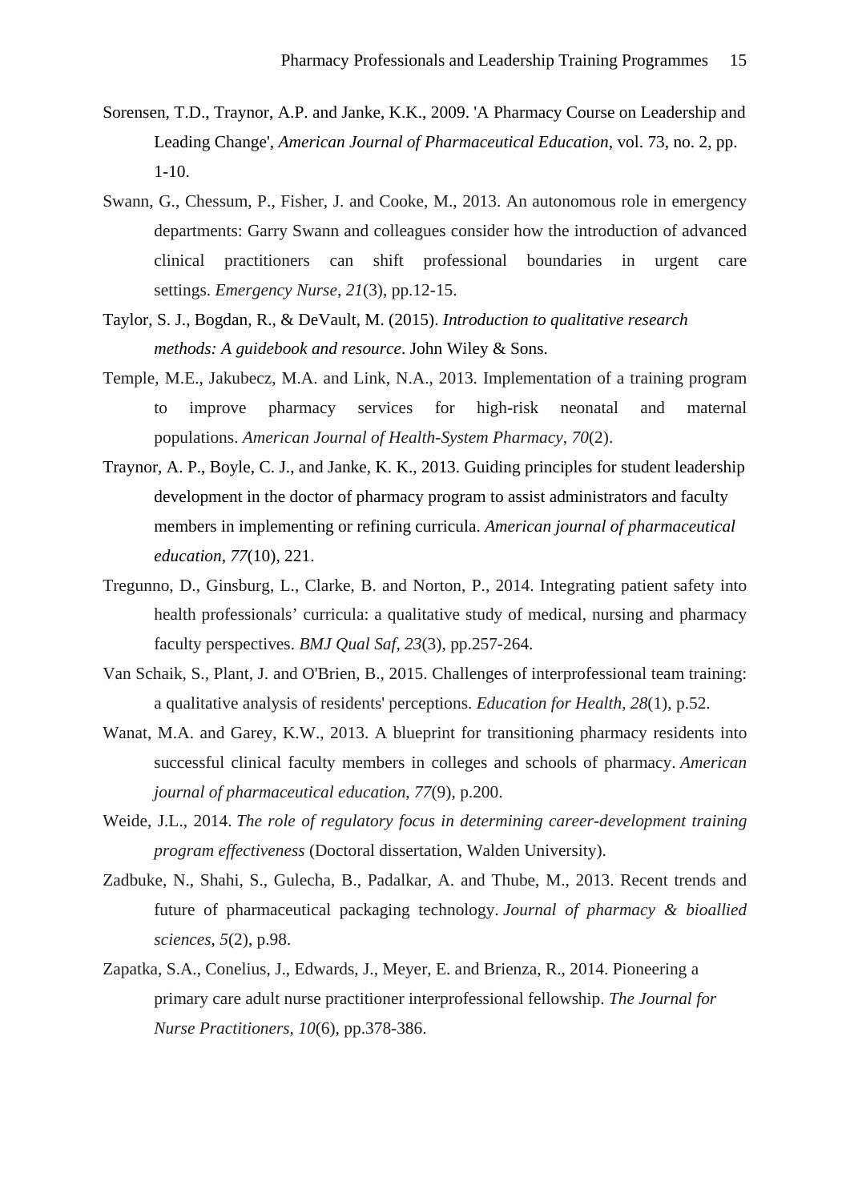Sorensen, T.D., Traynor, A.P. and Janke, K.K., 2009. 'A Pharmacy Course on Leadership and Leading Change', *American Journal of Pharmaceutical Education*, vol. 73, no. 2, pp. 1-10.

Swann, G., Chessum, P., Fisher, J. and Cooke, M., 2013. An autonomous role in emergency departments: Garry Swann and colleagues consider how the introduction of advanced clinical practitioners can shift professional boundaries in urgent care settings. *Emergency Nurse*, *21*(3), pp.12-15.

Taylor, S. J., Bogdan, R., & DeVault, M. (2015). *Introduction to qualitative research methods: A guidebook and resource*. John Wiley & Sons.

Temple, M.E., Jakubecz, M.A. and Link, N.A., 2013. Implementation of a training program to improve pharmacy services for high-risk neonatal and maternal populations. *American Journal of Health-System Pharmacy*, *70*(2).

Traynor, A. P., Boyle, C. J., and Janke, K. K., 2013. Guiding principles for student leadership development in the doctor of pharmacy program to assist administrators and faculty members in implementing or refining curricula. *American journal of pharmaceutical education*, *77*(10), 221.

Tregunno, D., Ginsburg, L., Clarke, B. and Norton, P., 2014. Integrating patient safety into health professionals' curricula: a qualitative study of medical, nursing and pharmacy faculty perspectives. *BMJ Qual Saf*, *23*(3), pp.257-264.

Van Schaik, S., Plant, J. and O'Brien, B., 2015. Challenges of interprofessional team training: a qualitative analysis of residents' perceptions. *Education for Health*, *28*(1), p.52.

Wanat, M.A. and Garey, K.W., 2013. A blueprint for transitioning pharmacy residents into successful clinical faculty members in colleges and schools of pharmacy. *American journal of pharmaceutical education*, *77*(9), p.200.

Weide, J.L., 2014. *The role of regulatory focus in determining career-development training program effectiveness* (Doctoral dissertation, Walden University).

Zadbuke, N., Shahi, S., Gulecha, B., Padalkar, A. and Thube, M., 2013. Recent trends and future of pharmaceutical packaging technology. *Journal of pharmacy & bioallied sciences*, *5*(2), p.98.

Zapatka, S.A., Conelius, J., Edwards, J., Meyer, E. and Brienza, R., 2014. Pioneering a primary care adult nurse practitioner interprofessional fellowship. *The Journal for Nurse Practitioners*, *10*(6), pp.378-386.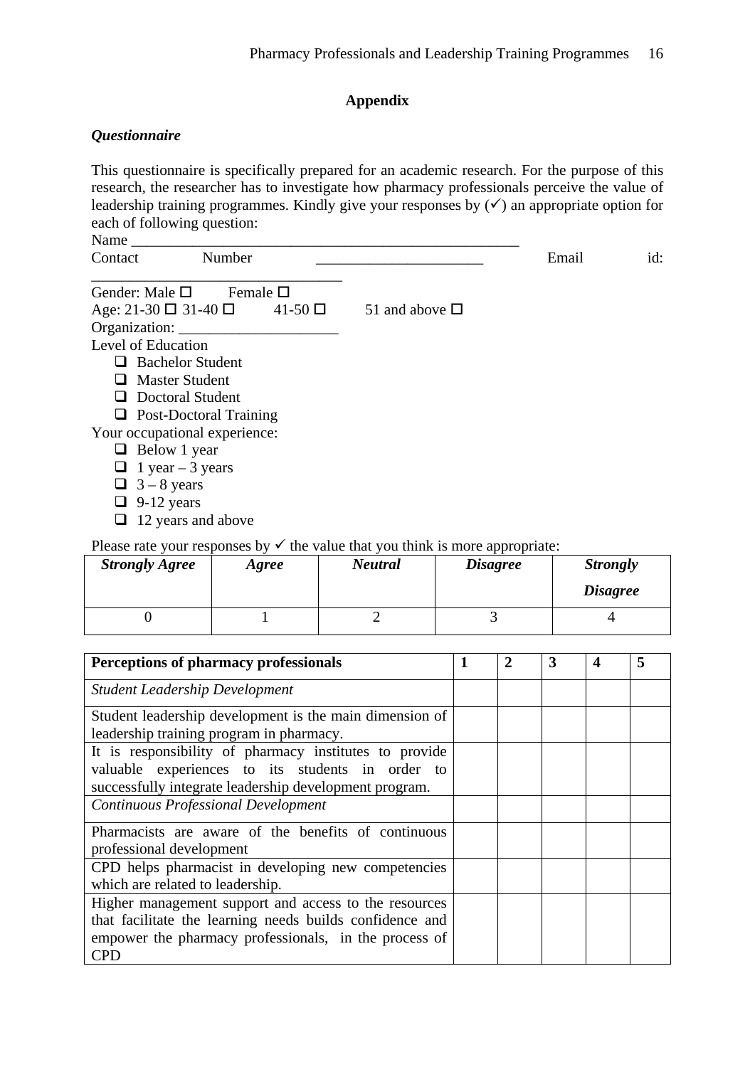## Appendix

### *Questionnaire*

This questionnaire is specifically prepared for an academic research. For the purpose of this research, the researcher has to investigate how pharmacy professionals perceive the value of leadership training programmes. Kindly give your responses by (✓) an appropriate option for each of following question:

Name ______________________________________________________

Contact Number ______________________ Email id: _________________________________

Gender: Male ☐ Female ☐

Age: 21-30 ☐ 31-40 ☐ 41-50 ☐ 51 and above ☐

Organization: _____________________

Level of Education

- ❑ Bachelor Student
- ❑ Master Student
- ❑ Doctoral Student
- ❑ Post-Doctoral Training

Your occupational experience:

- ❑ Below 1 year
- ❑ 1 year – 3 years
- ❑ 3 – 8 years
- ❑ 9-12 years
- ❑ 12 years and above

Please rate your responses by ✓ the value that you think is more appropriate:

| ***Strongly Agree*** | ***Agree*** | ***Neutral*** | ***Disagree*** | ***Strongly Disagree*** |
|---|---|---|---|---|
| 0 | 1 | 2 | 3 | 4 |

| **Perceptions of pharmacy professionals** | **1** | **2** | **3** | **4** | **5** |
|---|---|---|---|---|---|
| *Student Leadership Development* | | | | | |
| Student leadership development is the main dimension of leadership training program in pharmacy. | | | | | |
| It is responsibility of pharmacy institutes to provide valuable experiences to its students in order to successfully integrate leadership development program. | | | | | |
| *Continuous Professional Development* | | | | | |
| Pharmacists are aware of the benefits of continuous professional development | | | | | |
| CPD helps pharmacist in developing new competencies which are related to leadership. | | | | | |
| Higher management support and access to the resources that facilitate the learning needs builds confidence and empower the pharmacy professionals, in the process of CPD | | | | | |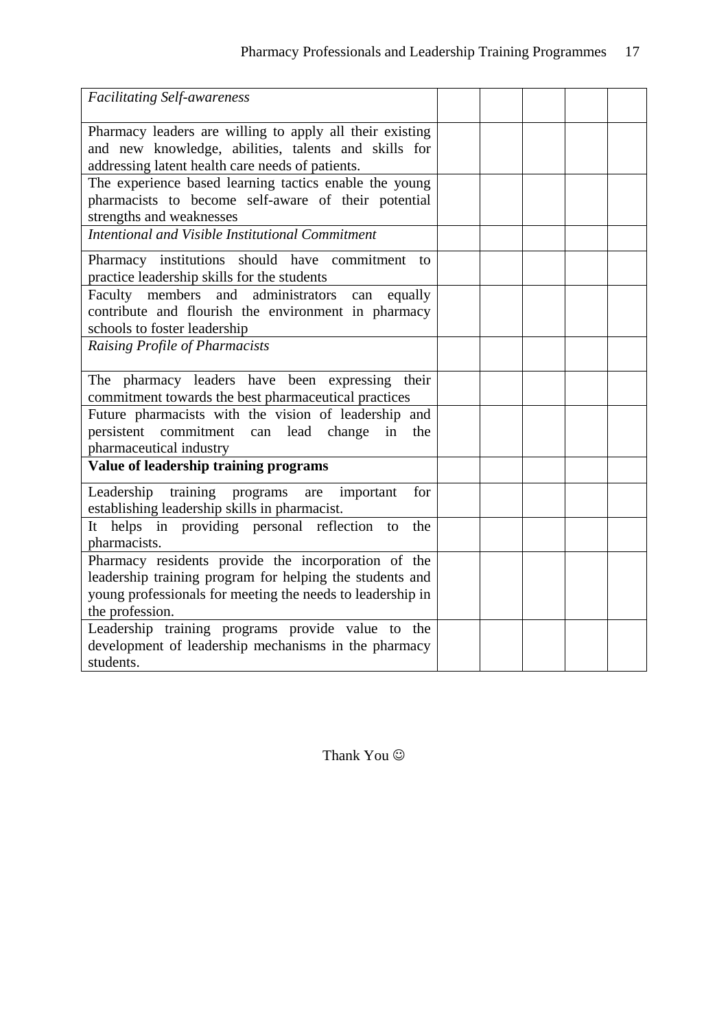| | | | | | |
|---|---|---|---|---|---|
| *Facilitating Self-awareness* | | | | | |
| Pharmacy leaders are willing to apply all their existing and new knowledge, abilities, talents and skills for addressing latent health care needs of patients. | | | | | |
| The experience based learning tactics enable the young pharmacists to become self-aware of their potential strengths and weaknesses | | | | | |
| *Intentional and Visible Institutional Commitment* | | | | | |
| Pharmacy institutions should have commitment to practice leadership skills for the students | | | | | |
| Faculty members and administrators can equally contribute and flourish the environment in pharmacy schools to foster leadership | | | | | |
| *Raising Profile of Pharmacists* | | | | | |
| The pharmacy leaders have been expressing their commitment towards the best pharmaceutical practices | | | | | |
| Future pharmacists with the vision of leadership and persistent commitment can lead change in the pharmaceutical industry | | | | | |
| **Value of leadership training programs** | | | | | |
| Leadership training programs are important for establishing leadership skills in pharmacist. | | | | | |
| It helps in providing personal reflection to the pharmacists. | | | | | |
| Pharmacy residents provide the incorporation of the leadership training program for helping the students and young professionals for meeting the needs to leadership in the profession. | | | | | |
| Leadership training programs provide value to the development of leadership mechanisms in the pharmacy students. | | | | | |

Thank You ☺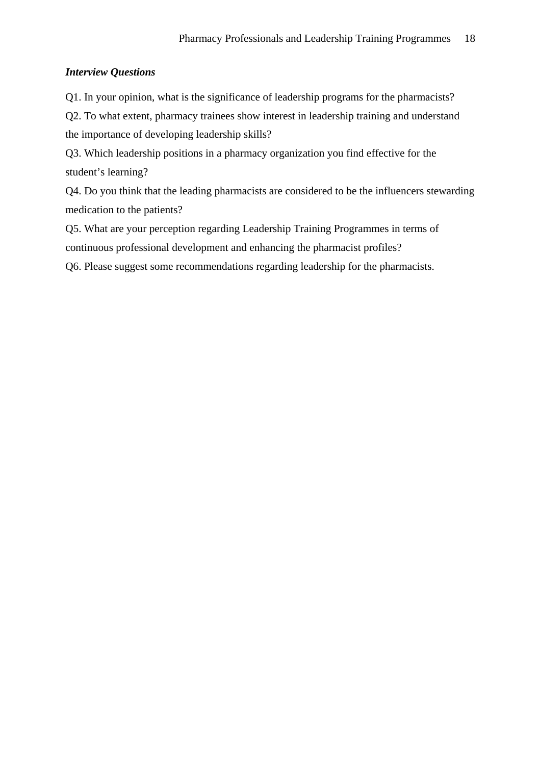***Interview Questions***

Q1. In your opinion, what is the significance of leadership programs for the pharmacists?
Q2. To what extent, pharmacy trainees show interest in leadership training and understand the importance of developing leadership skills?
Q3. Which leadership positions in a pharmacy organization you find effective for the student's learning?
Q4. Do you think that the leading pharmacists are considered to be the influencers stewarding medication to the patients?
Q5. What are your perception regarding Leadership Training Programmes in terms of continuous professional development and enhancing the pharmacist profiles?
Q6. Please suggest some recommendations regarding leadership for the pharmacists.